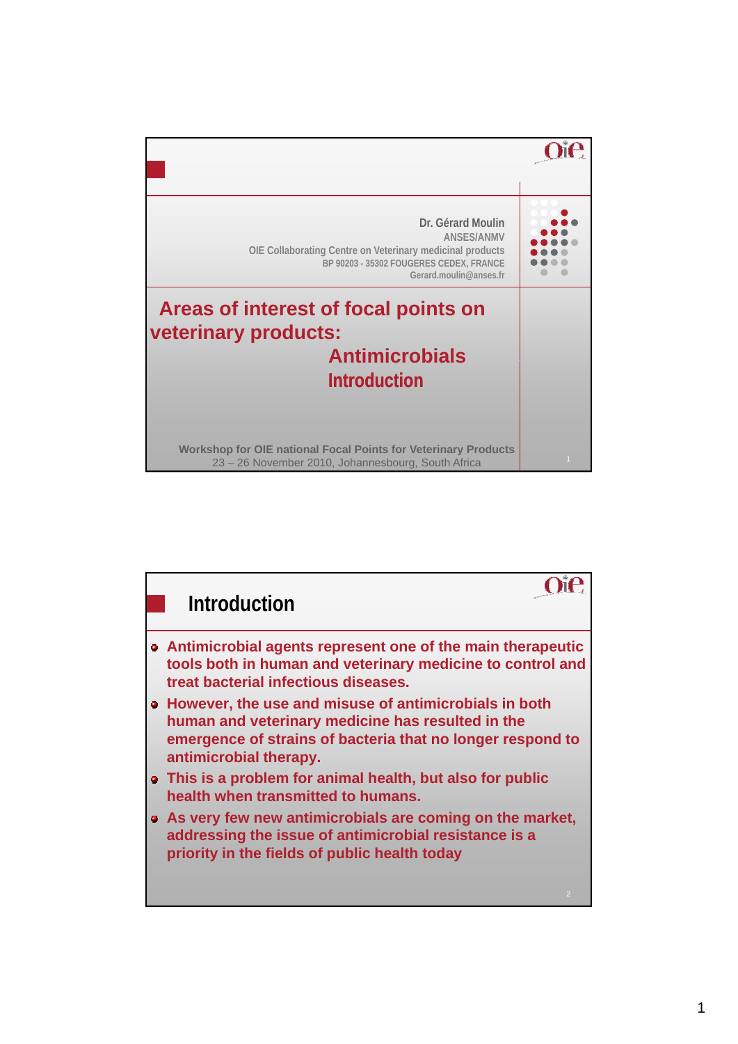Dr. Gérard Moulin
ANSES/ANMV
OIE Collaborating Centre on Veterinary medicinal products
BP 90203 - 35302 FOUGERES CEDEX, FRANCE
Gerard.moulin@anses.fr

# Areas of interest of focal points on veterinary products:

## Antimicrobials

## Introduction

Workshop for OIE national Focal Points for Veterinary Products
23 – 26 November 2010, Johannesburg, South Africa

## Introduction

- **Antimicrobial agents represent one of the main therapeutic tools both in human and veterinary medicine to control and treat bacterial infectious diseases.**
- **However, the use and misuse of antimicrobials in both human and veterinary medicine has resulted in the emergence of strains of bacteria that no longer respond to antimicrobial therapy.**
- **This is a problem for animal health, but also for public health when transmitted to humans.**
- **As very few new antimicrobials are coming on the market, addressing the issue of antimicrobial resistance is a priority in the fields of public health today**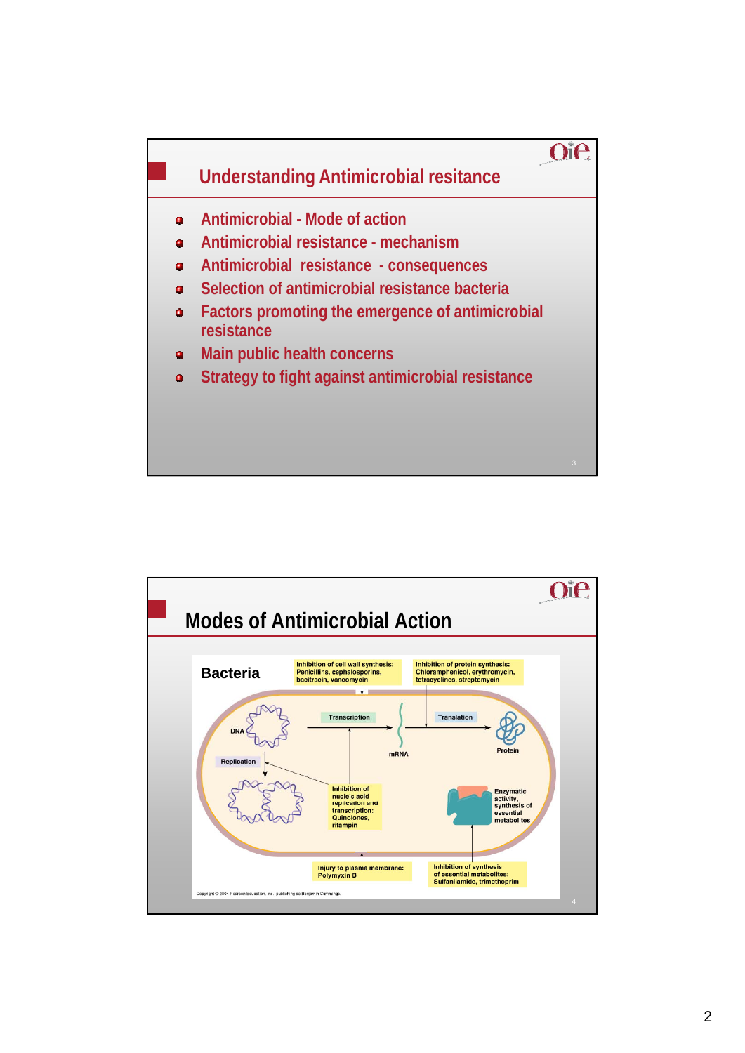## Understanding Antimicrobial resitance

- Antimicrobial - Mode of action
- Antimicrobial resistance - mechanism
- Antimicrobial resistance - consequences
- Selection of antimicrobial resistance bacteria
- Factors promoting the emergence of antimicrobial resistance
- Main public health concerns
- Strategy to fight against antimicrobial resistance

## Modes of Antimicrobial Action

**Bacteria**

Inhibition of cell wall synthesis: Penicillins, cephalosporins, bacitracin, vancomycin

Inhibition of protein synthesis: Chloramphenicol, erythromycin, tetracyclines, streptomycin

DNA — Transcription — mRNA — Translation — Protein

Replication

Inhibition of nucleic acid replication and transcription: Quinolones, rifampin

Enzymatic activity, synthesis of essential metabolites

Injury to plasma membrane: Polymyxin B

Inhibition of synthesis of essential metabolites: Sulfanilamide, trimethoprim

Copyright © 2004 Pearson Education, Inc., publishing as Benjamin Cummings.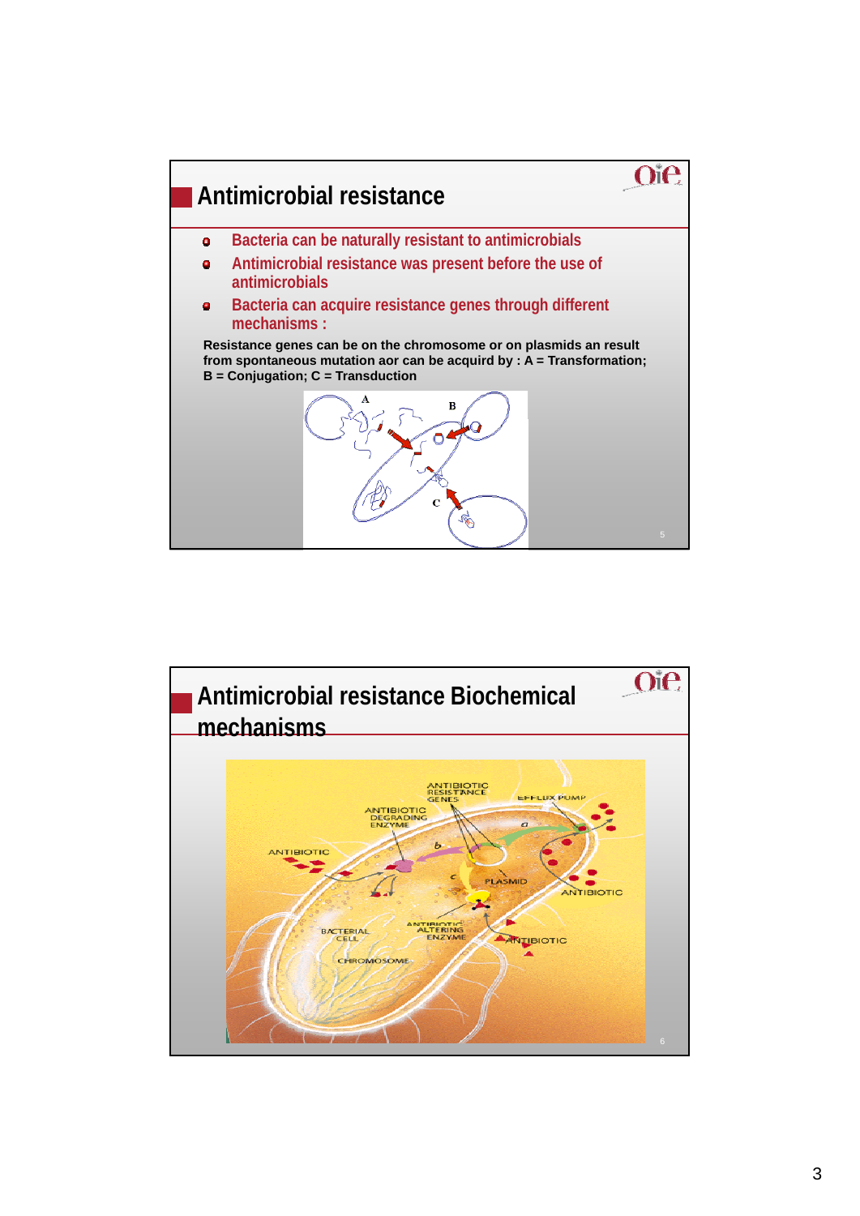## Antimicrobial resistance

- Bacteria can be naturally resistant to antimicrobials
- Antimicrobial resistance was present before the use of antimicrobials
- Bacteria can acquire resistance genes through different mechanisms :

**Resistance genes can be on the chromosome or on plasmids an result from spontaneous mutation aor can be acquird by : A = Transformation; B = Conjugation; C = Transduction**

## Antimicrobial resistance Biochemical mechanisms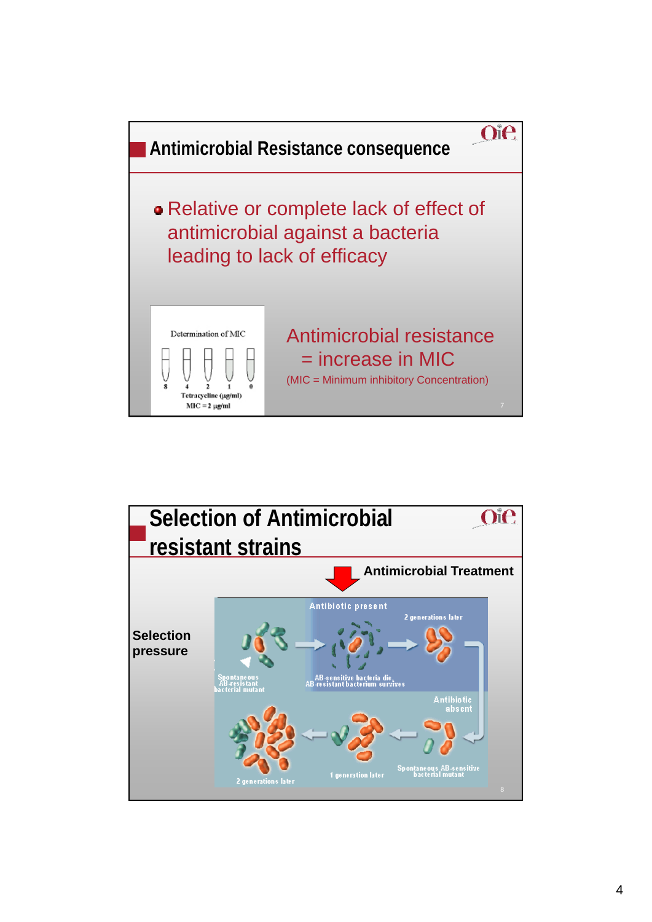## Antimicrobial Resistance consequence

- Relative or complete lack of effect of antimicrobial against a bacteria leading to lack of efficacy

Determination of MIC

8 4 2 1 0

Tetracycline (µg/ml)

MIC = 2 µg/ml

Antimicrobial resistance = increase in MIC

(MIC = Minimum inhibitory Concentration)

## Selection of Antimicrobial resistant strains

Antimicrobial Treatment

Selection pressure

Antibiotic present

2 generations later

Spontaneous AB-resistant bacterial mutant

AB-sensitive bacteria die, AB-resistant bacterium survives

Antibiotic absent

Spontaneous AB-sensitive bacterial mutant

1 generation later

2 generations later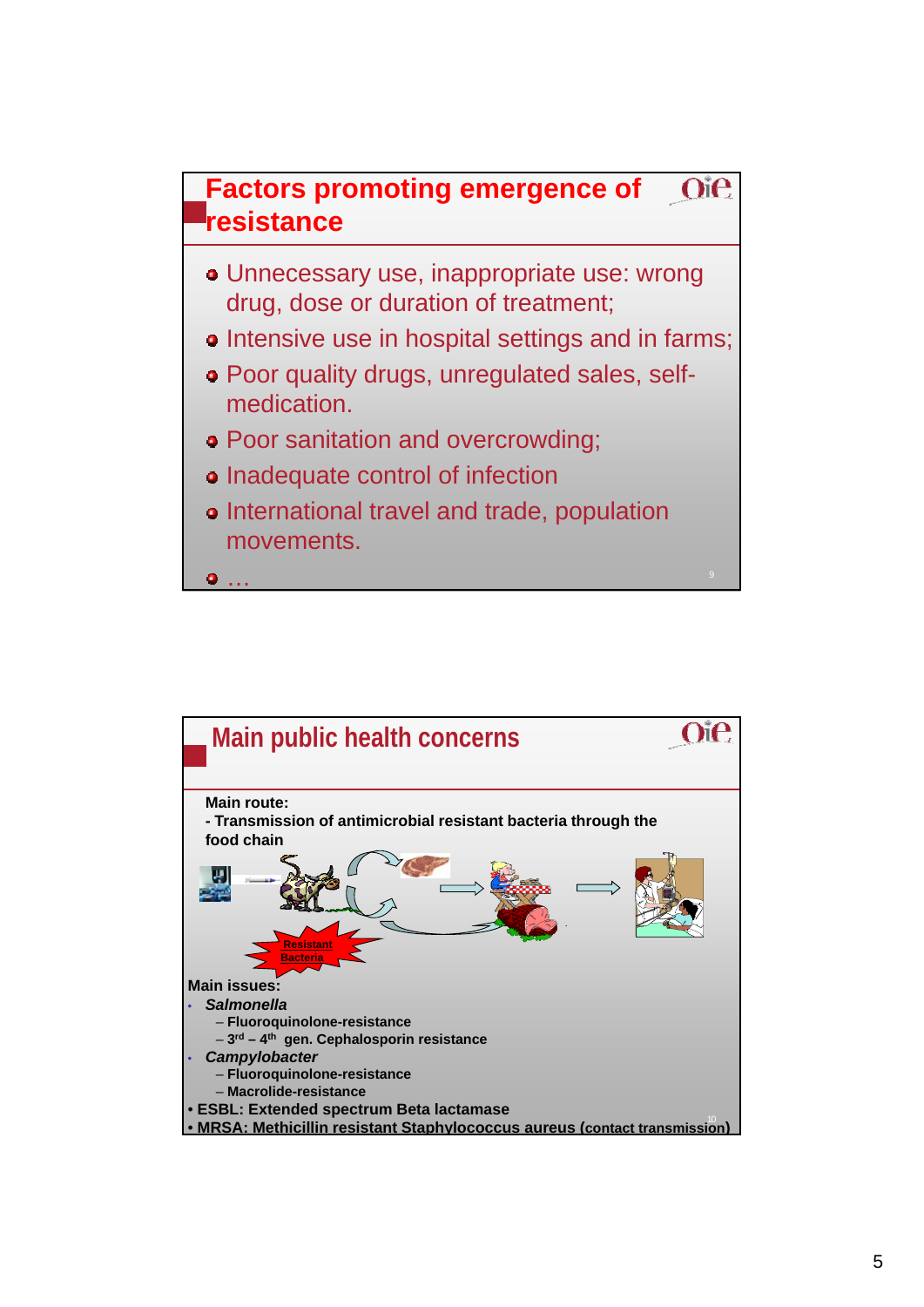## Factors promoting emergence of resistance

- Unnecessary use, inappropriate use: wrong drug, dose or duration of treatment;
- Intensive use in hospital settings and in farms;
- Poor quality drugs, unregulated sales, self-medication.
- Poor sanitation and overcrowding;
- Inadequate control of infection
- International travel and trade, population movements.
- …

## Main public health concerns

**Main route:**

**- Transmission of antimicrobial resistant bacteria through the food chain**

Resistant Bacteria

**Main issues:**

- ***Salmonella***
  - **Fluoroquinolone-resistance**
  - **3rd – 4th gen. Cephalosporin resistance**
- ***Campylobacter***
  - **Fluoroquinolone-resistance**
  - **Macrolide-resistance**
- **ESBL: Extended spectrum Beta lactamase**
- **MRSA: Methicillin resistant Staphylococcus aureus (contact transmission)**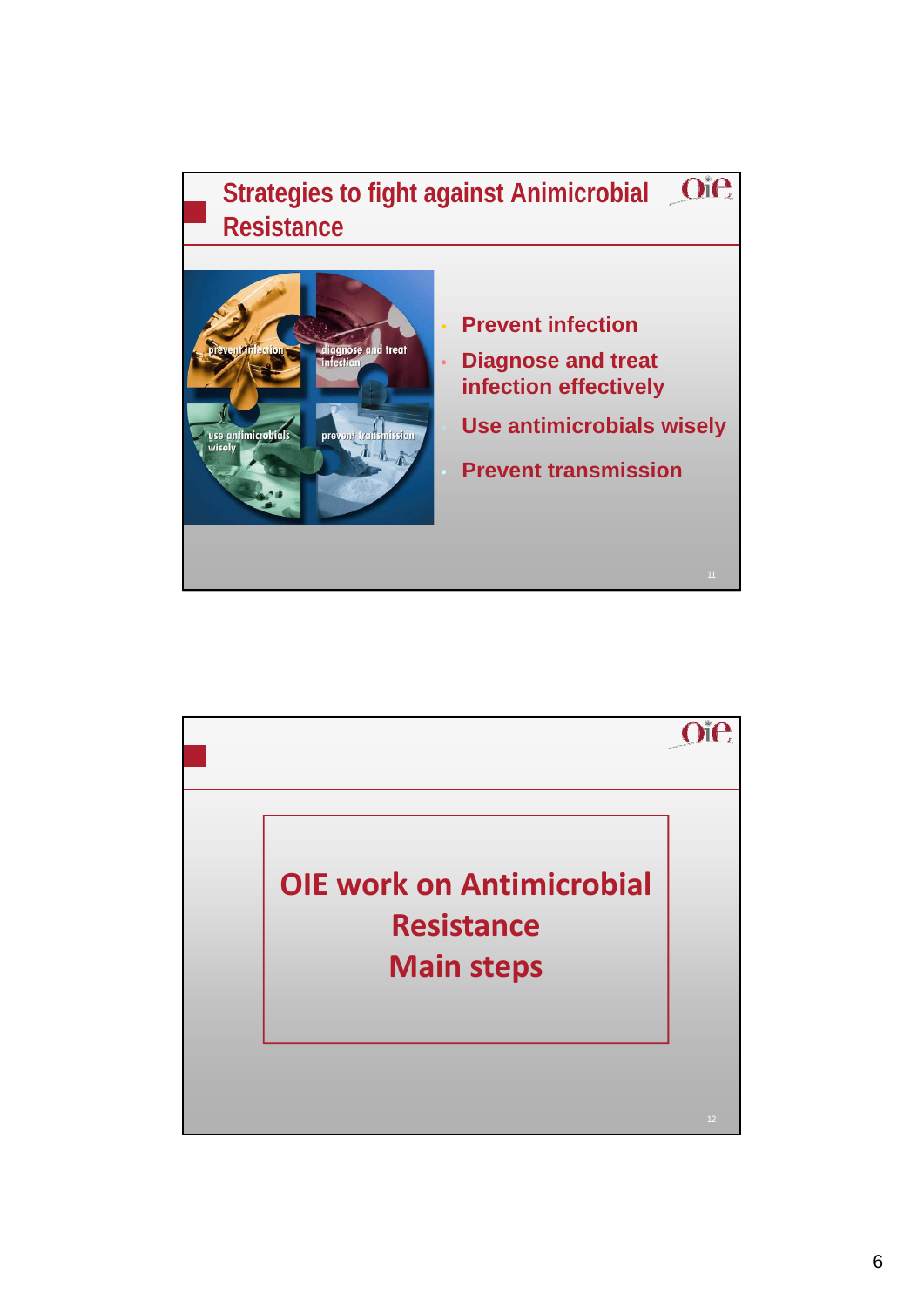## Strategies to fight against Animicrobial Resistance

- Prevent infection
- Diagnose and treat infection effectively
- Use antimicrobials wisely
- Prevent transmission

---

## OIE work on Antimicrobial Resistance

## Main steps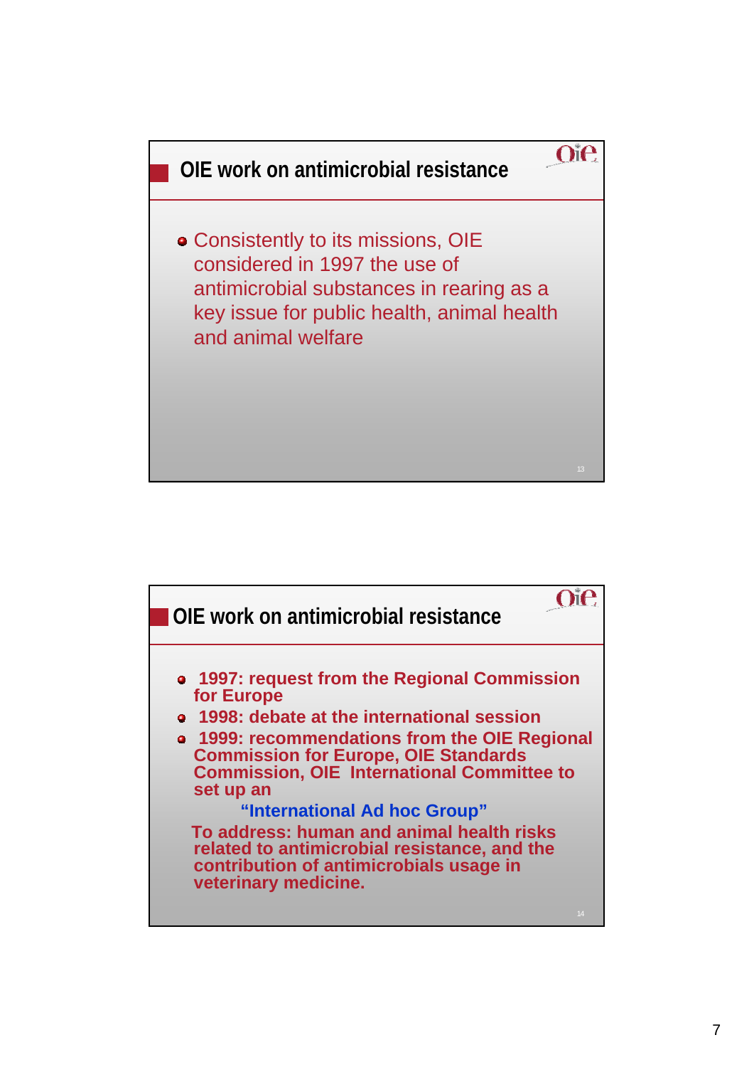## OIE work on antimicrobial resistance

- Consistently to its missions, OIE considered in 1997 the use of antimicrobial substances in rearing as a key issue for public health, animal health and animal welfare

## OIE work on antimicrobial resistance

- **1997: request from the Regional Commission for Europe**
- **1998: debate at the international session**
- **1999: recommendations from the OIE Regional Commission for Europe, OIE Standards Commission, OIE International Committee to set up an**

**"International Ad hoc Group"**

**To address: human and animal health risks related to antimicrobial resistance, and the contribution of antimicrobials usage in veterinary medicine.**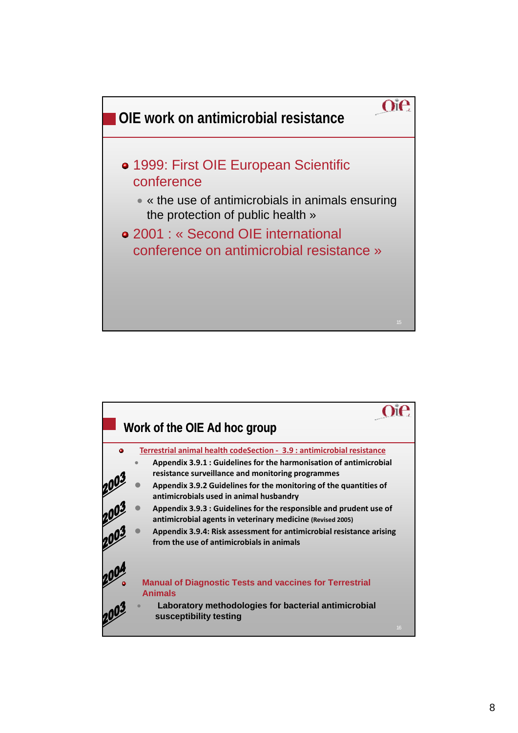## OIE work on antimicrobial resistance

- 1999: First OIE European Scientific conference
  - « the use of antimicrobials in animals ensuring the protection of public health »
- 2001 : « Second OIE international conference on antimicrobial resistance »

## Work of the OIE Ad hoc group

- Terrestrial animal health codeSection - 3.9 : antimicrobial resistance
  - Appendix 3.9.1 : Guidelines for the harmonisation of antimicrobial resistance surveillance and monitoring programmes (2003)
  - Appendix 3.9.2 Guidelines for the monitoring of the quantities of antimicrobials used in animal husbandry (2003)
  - Appendix 3.9.3 : Guidelines for the responsible and prudent use of antimicrobial agents in veterinary medicine (Revised 2005) (2003)
  - Appendix 3.9.4: Risk assessment for antimicrobial resistance arising from the use of antimicrobials in animals (2004)
- Manual of Diagnostic Tests and vaccines for Terrestrial Animals
  - Laboratory methodologies for bacterial antimicrobial susceptibility testing (2003)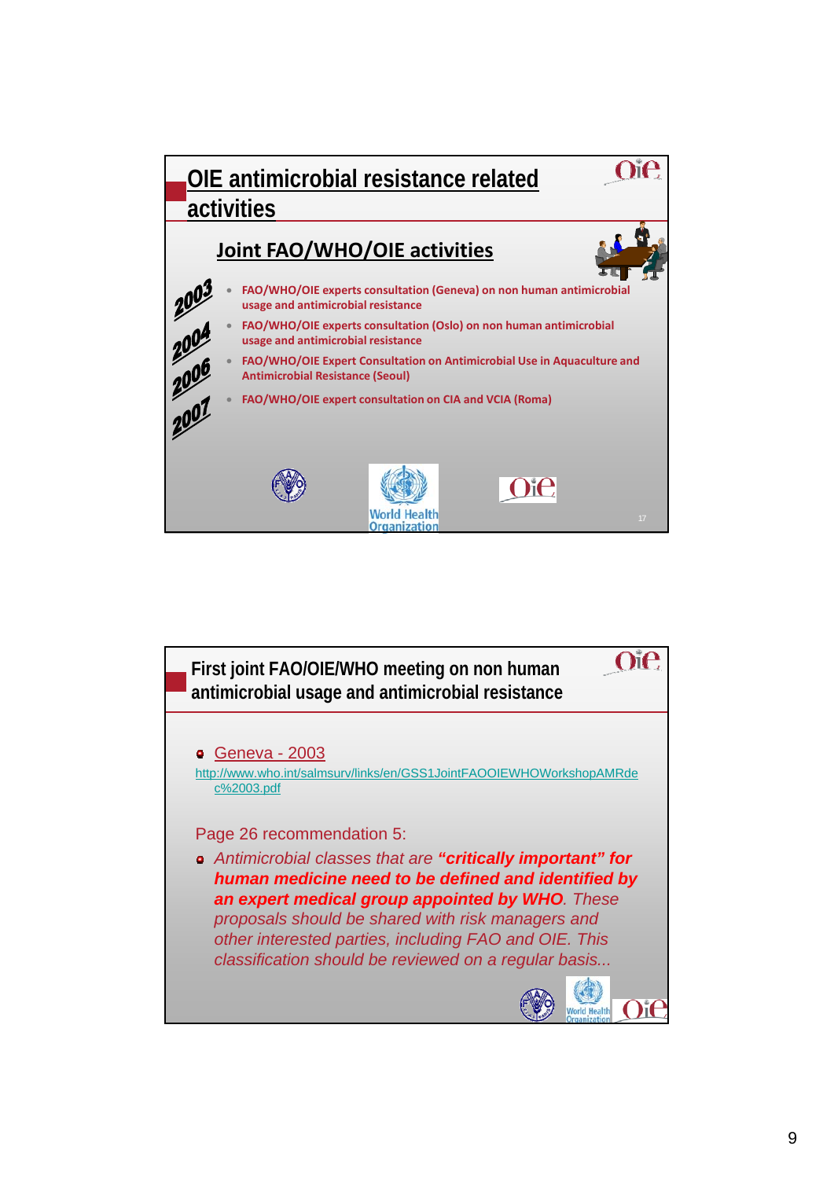## OIE antimicrobial resistance related activities

### Joint FAO/WHO/OIE activities

- **2003** — FAO/WHO/OIE experts consultation (Geneva) on non human antimicrobial usage and antimicrobial resistance
- **2004** — FAO/WHO/OIE experts consultation (Oslo) on non human antimicrobial usage and antimicrobial resistance
- **2006** — FAO/WHO/OIE Expert Consultation on Antimicrobial Use in Aquaculture and Antimicrobial Resistance (Seoul)
- **2007** — FAO/WHO/OIE expert consultation on CIA and VCIA (Roma)

World Health Organization

## First joint FAO/OIE/WHO meeting on non human antimicrobial usage and antimicrobial resistance

- Geneva - 2003

http://www.who.int/salmsurv/links/en/GSS1JointFAOOIEWHOWorkshopAMRdec%2003.pdf

Page 26 recommendation 5:

- *Antimicrobial classes that are **"critically important" for human medicine need to be defined and identified by an expert medical group appointed by WHO**. These proposals should be shared with risk managers and other interested parties, including FAO and OIE. This classification should be reviewed on a regular basis...*

World Health Organization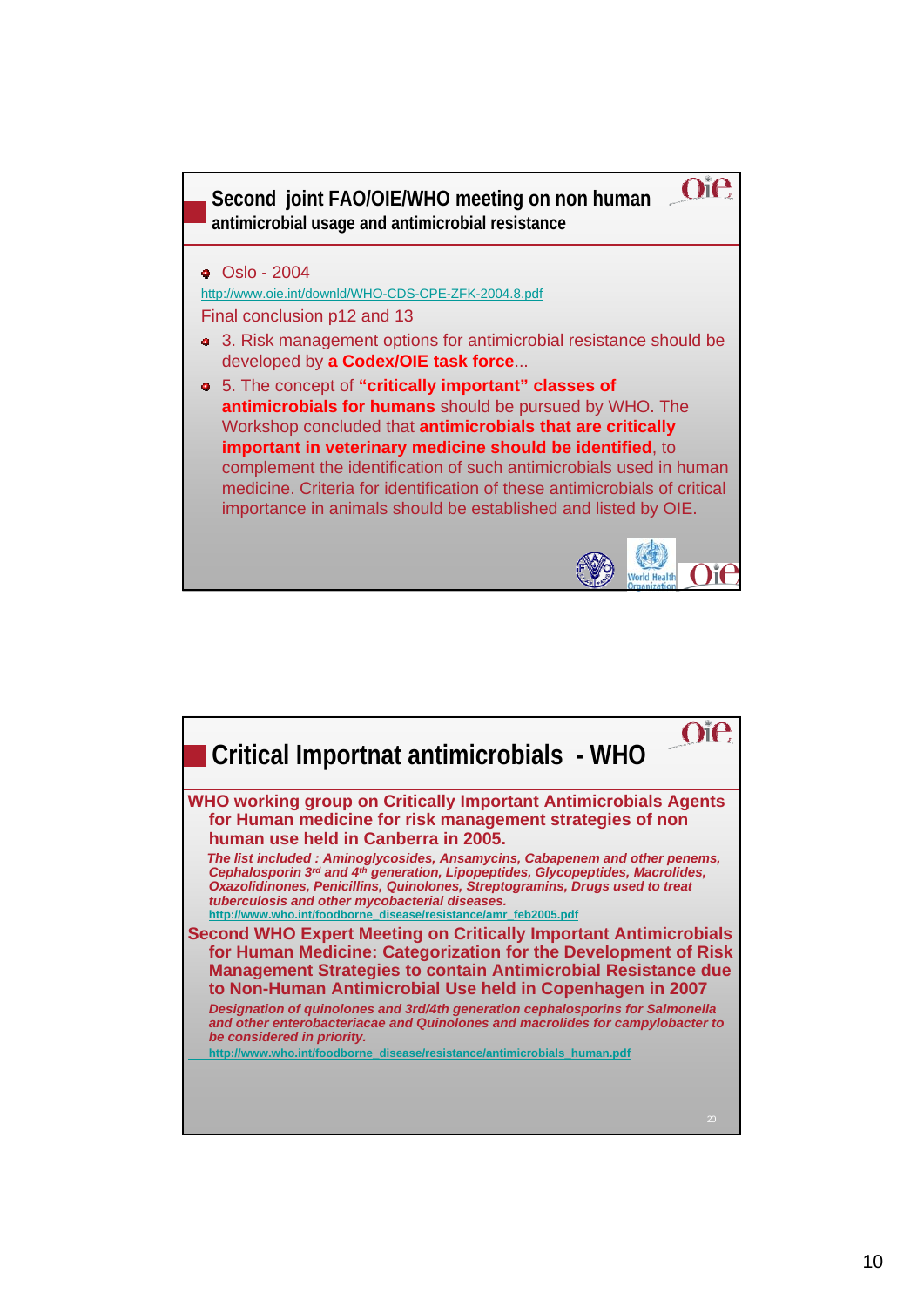## Second joint FAO/OIE/WHO meeting on non human antimicrobial usage and antimicrobial resistance

- Oslo - 2004

http://www.oie.int/downld/WHO-CDS-CPE-ZFK-2004.8.pdf

Final conclusion p12 and 13

- 3. Risk management options for antimicrobial resistance should be developed by **a Codex/OIE task force**...
- 5. The concept of **"critically important" classes of antimicrobials for humans** should be pursued by WHO. The Workshop concluded that **antimicrobials that are critically important in veterinary medicine should be identified**, to complement the identification of such antimicrobials used in human medicine. Criteria for identification of these antimicrobials of critical importance in animals should be established and listed by OIE.

## Critical Importnat antimicrobials - WHO

**WHO working group on Critically Important Antimicrobials Agents for Human medicine for risk management strategies of non human use held in Canberra in 2005.**

***The list included : Aminoglycosides, Ansamycins, Cabapenem and other penems, Cephalosporin 3rd and 4th generation, Lipopeptides, Glycopeptides, Macrolides, Oxazolidinones, Penicillins, Quinolones, Streptogramins, Drugs used to treat tuberculosis and other mycobacterial diseases.***

http://www.who.int/foodborne_disease/resistance/amr_feb2005.pdf

**Second WHO Expert Meeting on Critically Important Antimicrobials for Human Medicine: Categorization for the Development of Risk Management Strategies to contain Antimicrobial Resistance due to Non-Human Antimicrobial Use held in Copenhagen in 2007**

***Designation of quinolones and 3rd/4th generation cephalosporins for Salmonella and other enterobacteriacae and Quinolones and macrolides for campylobacter to be considered in priority.***

http://www.who.int/foodborne_disease/resistance/antimicrobials_human.pdf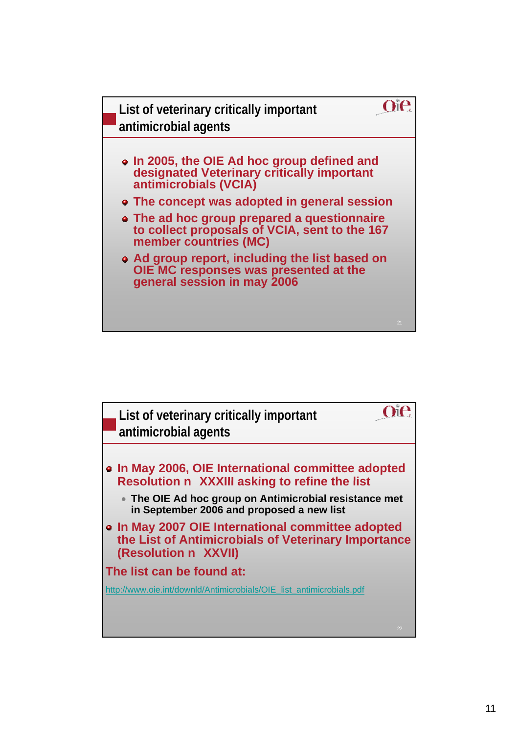## List of veterinary critically important antimicrobial agents

- In 2005, the OIE Ad hoc group defined and designated Veterinary critically important antimicrobials (VCIA)
- The concept was adopted in general session
- The ad hoc group prepared a questionnaire to collect proposals of VCIA, sent to the 167 member countries (MC)
- Ad group report, including the list based on OIE MC responses was presented at the general session in may 2006

## List of veterinary critically important antimicrobial agents

- In May 2006, OIE International committee adopted Resolution n XXXIII asking to refine the list
  - The OIE Ad hoc group on Antimicrobial resistance met in September 2006 and proposed a new list
- In May 2007 OIE International committee adopted the List of Antimicrobials of Veterinary Importance (Resolution n XXVII)

The list can be found at:

http://www.oie.int/downld/Antimicrobials/OIE_list_antimicrobials.pdf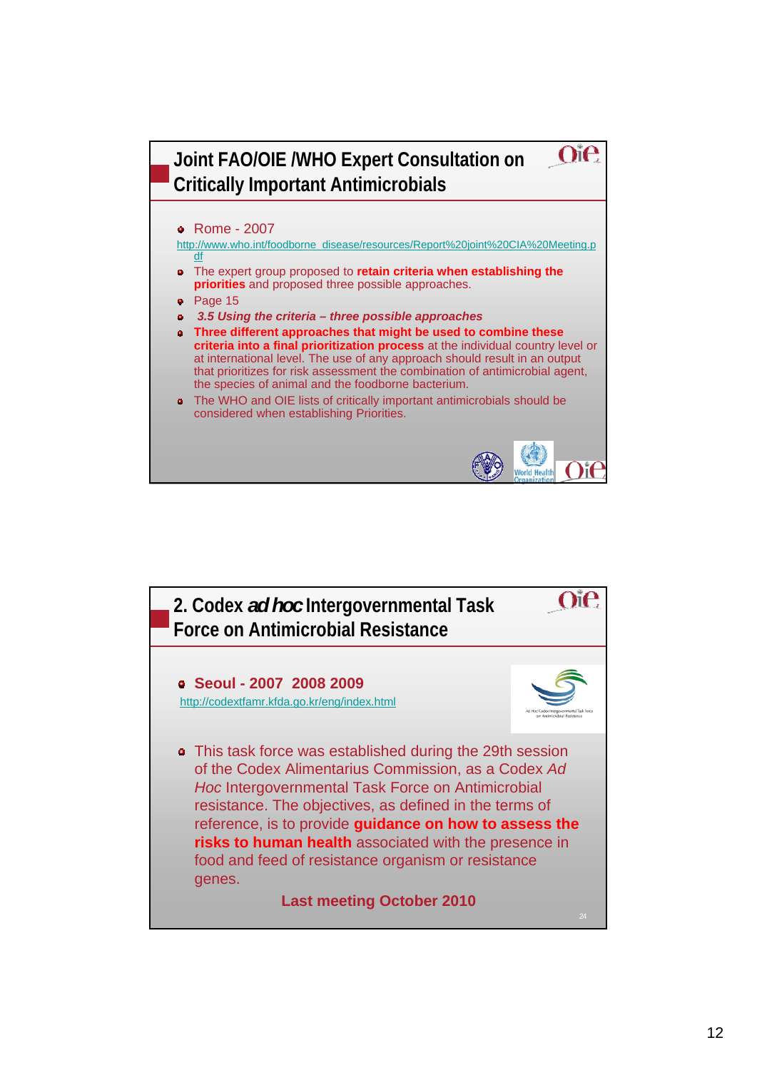## Joint FAO/OIE /WHO Expert Consultation on Critically Important Antimicrobials

- Rome - 2007

http://www.who.int/foodborne_disease/resources/Report%20joint%20CIA%20Meeting.pdf

- The expert group proposed to **retain criteria when establishing the priorities** and proposed three possible approaches.
- Page 15
- ***3.5 Using the criteria – three possible approaches***
- **Three different approaches that might be used to combine these criteria into a final prioritization process** at the individual country level or at international level. The use of any approach should result in an output that prioritizes for risk assessment the combination of antimicrobial agent, the species of animal and the foodborne bacterium.
- The WHO and OIE lists of critically important antimicrobials should be considered when establishing Priorities.

## 2. Codex *ad hoc* Intergovernmental Task Force on Antimicrobial Resistance

- **Seoul - 2007 2008 2009**

http://codextfamr.kfda.go.kr/eng/index.html

- This task force was established during the 29th session of the Codex Alimentarius Commission, as a Codex *Ad Hoc* Intergovernmental Task Force on Antimicrobial resistance. The objectives, as defined in the terms of reference, is to provide **guidance on how to assess the risks to human health** associated with the presence in food and feed of resistance organism or resistance genes.

**Last meeting October 2010**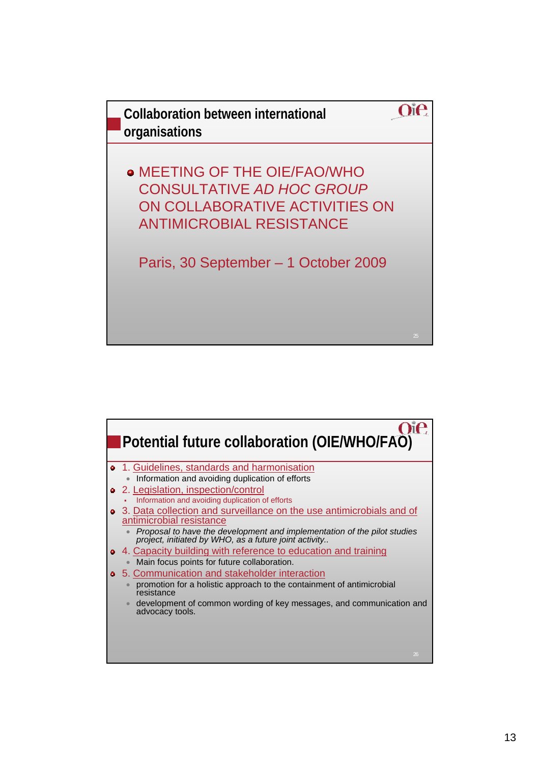## Collaboration between international organisations

- MEETING OF THE OIE/FAO/WHO CONSULTATIVE *AD HOC GROUP* ON COLLABORATIVE ACTIVITIES ON ANTIMICROBIAL RESISTANCE

  Paris, 30 September – 1 October 2009

## Potential future collaboration (OIE/WHO/FAO)

- 1. Guidelines, standards and harmonisation
  - Information and avoiding duplication of efforts
- 2. Legislation, inspection/control
  - Information and avoiding duplication of efforts
- 3. Data collection and surveillance on the use antimicrobials and of antimicrobial resistance
  - *Proposal to have the development and implementation of the pilot studies project, initiated by WHO, as a future joint activity..*
- 4. Capacity building with reference to education and training
  - Main focus points for future collaboration.
- 5. Communication and stakeholder interaction
  - promotion for a holistic approach to the containment of antimicrobial resistance
  - development of common wording of key messages, and communication and advocacy tools.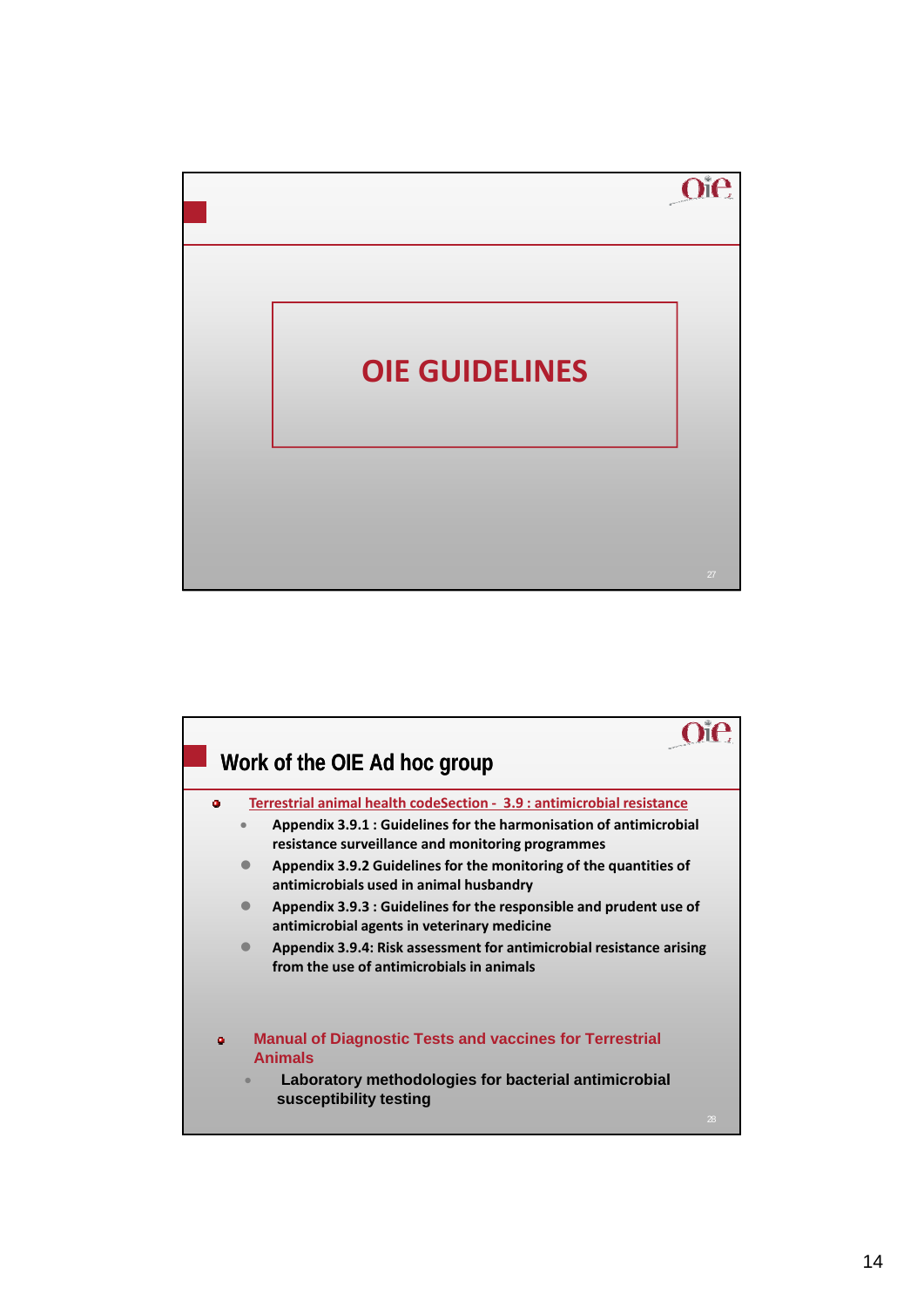# OIE GUIDELINES

## Work of the OIE Ad hoc group

- Terrestrial animal health codeSection - 3.9 : antimicrobial resistance
  - **Appendix 3.9.1 : Guidelines for the harmonisation of antimicrobial resistance surveillance and monitoring programmes**
  - **Appendix 3.9.2 Guidelines for the monitoring of the quantities of antimicrobials used in animal husbandry**
  - **Appendix 3.9.3 : Guidelines for the responsible and prudent use of antimicrobial agents in veterinary medicine**
  - **Appendix 3.9.4: Risk assessment for antimicrobial resistance arising from the use of antimicrobials in animals**

- Manual of Diagnostic Tests and vaccines for Terrestrial Animals
  - **Laboratory methodologies for bacterial antimicrobial susceptibility testing**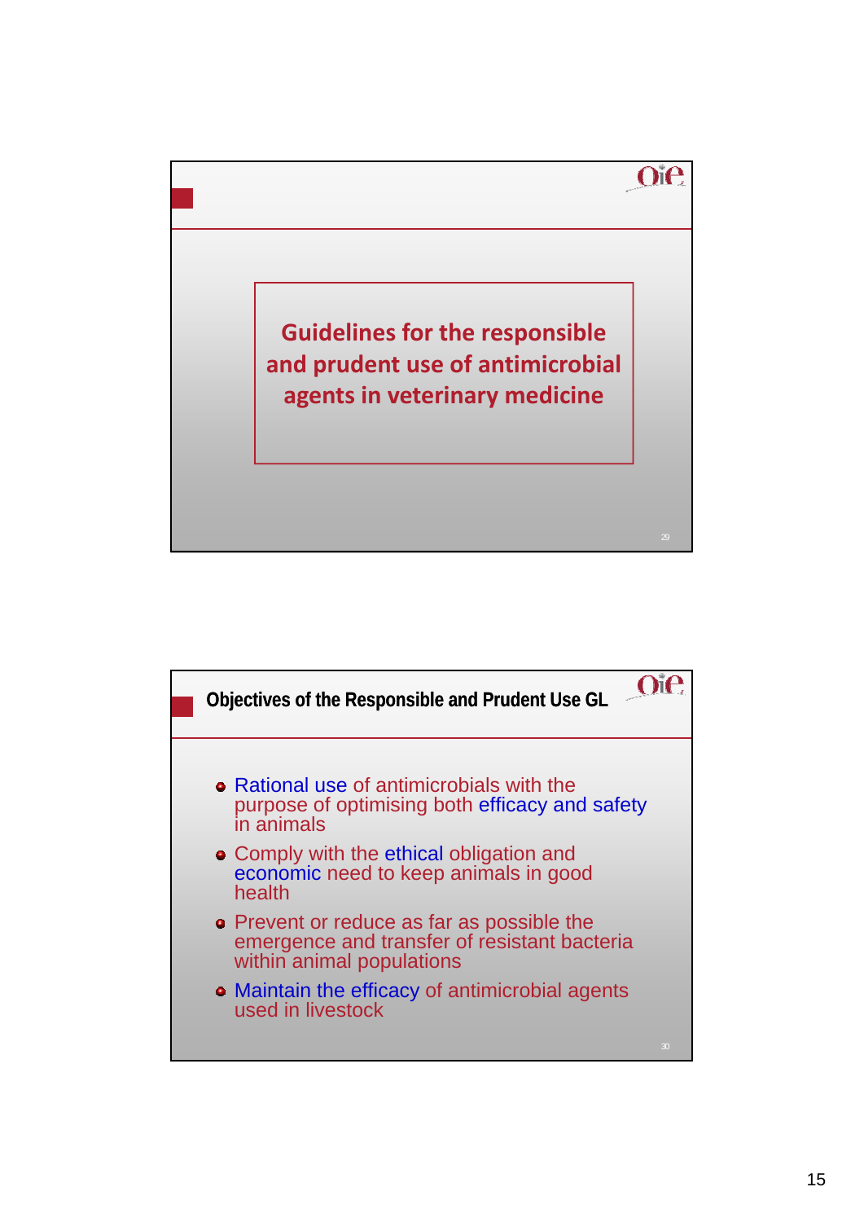## Guidelines for the responsible and prudent use of antimicrobial agents in veterinary medicine

## Objectives of the Responsible and Prudent Use GL

- Rational use of antimicrobials with the purpose of optimising both efficacy and safety in animals
- Comply with the ethical obligation and economic need to keep animals in good health
- Prevent or reduce as far as possible the emergence and transfer of resistant bacteria within animal populations
- Maintain the efficacy of antimicrobial agents used in livestock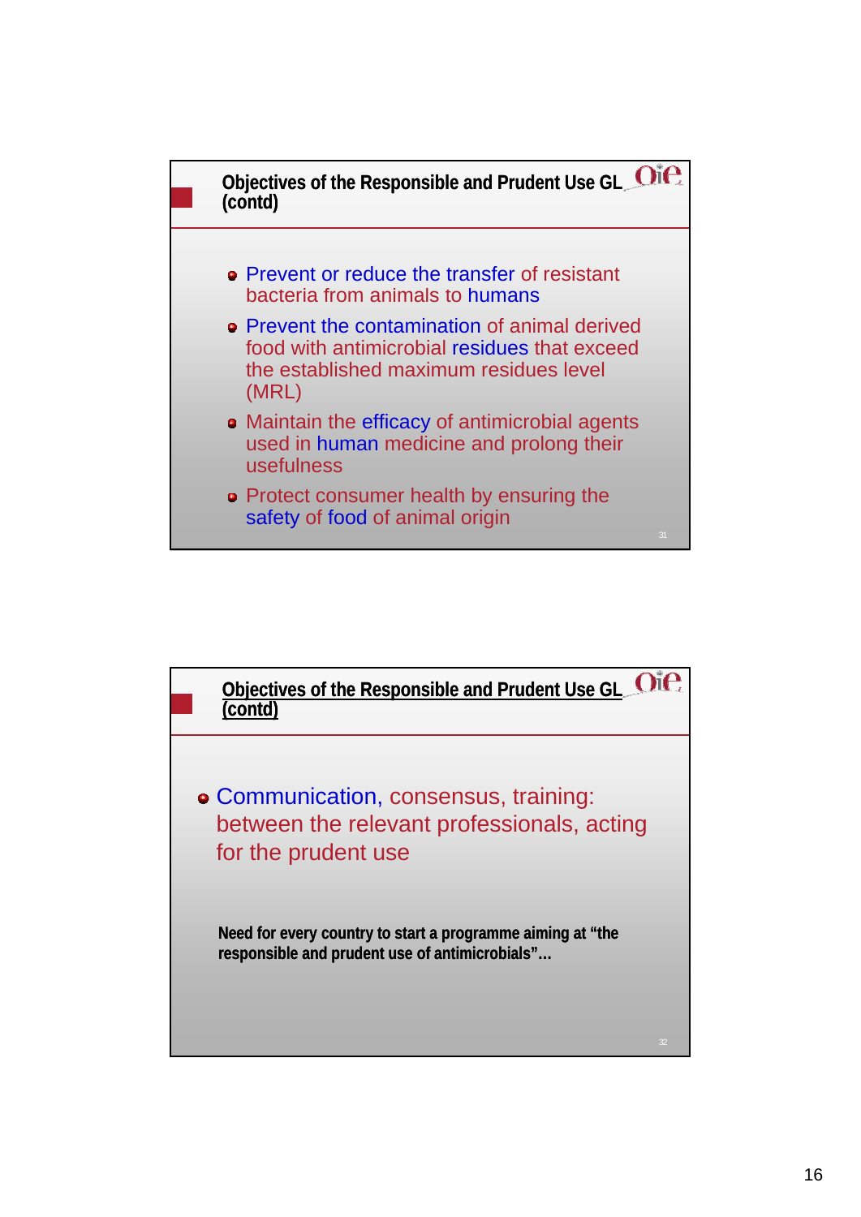## Objectives of the Responsible and Prudent Use GL (contd)

- Prevent or reduce the transfer of resistant bacteria from animals to humans
- Prevent the contamination of animal derived food with antimicrobial residues that exceed the established maximum residues level (MRL)
- Maintain the efficacy of antimicrobial agents used in human medicine and prolong their usefulness
- Protect consumer health by ensuring the safety of food of animal origin

## Objectives of the Responsible and Prudent Use GL (contd)

- Communication, consensus, training: between the relevant professionals, acting for the prudent use

**Need for every country to start a programme aiming at "the responsible and prudent use of antimicrobials"…**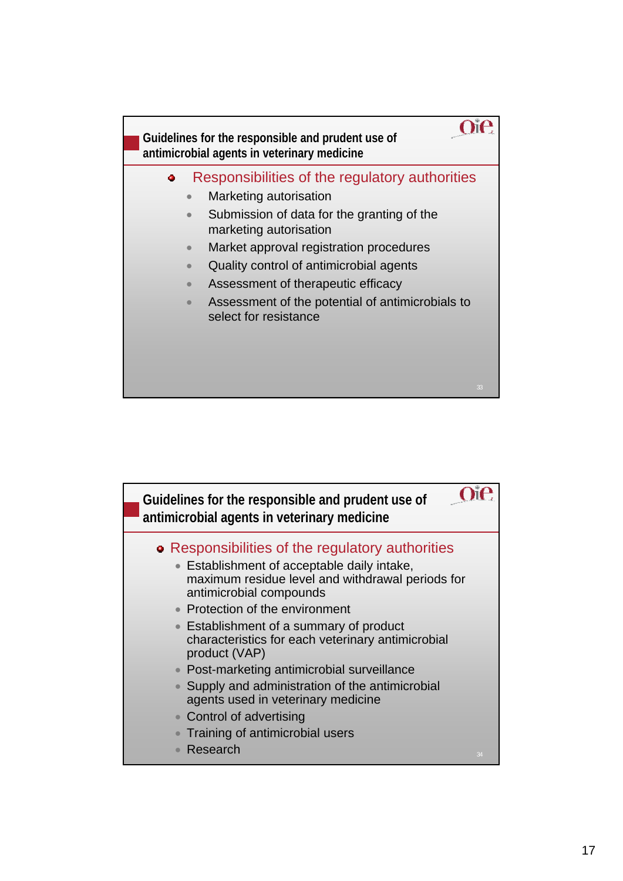## Guidelines for the responsible and prudent use of antimicrobial agents in veterinary medicine

### Responsibilities of the regulatory authorities

- Marketing autorisation
- Submission of data for the granting of the marketing autorisation
- Market approval registration procedures
- Quality control of antimicrobial agents
- Assessment of therapeutic efficacy
- Assessment of the potential of antimicrobials to select for resistance

## Guidelines for the responsible and prudent use of antimicrobial agents in veterinary medicine

### Responsibilities of the regulatory authorities

- Establishment of acceptable daily intake, maximum residue level and withdrawal periods for antimicrobial compounds
- Protection of the environment
- Establishment of a summary of product characteristics for each veterinary antimicrobial product (VAP)
- Post-marketing antimicrobial surveillance
- Supply and administration of the antimicrobial agents used in veterinary medicine
- Control of advertising
- Training of antimicrobial users
- Research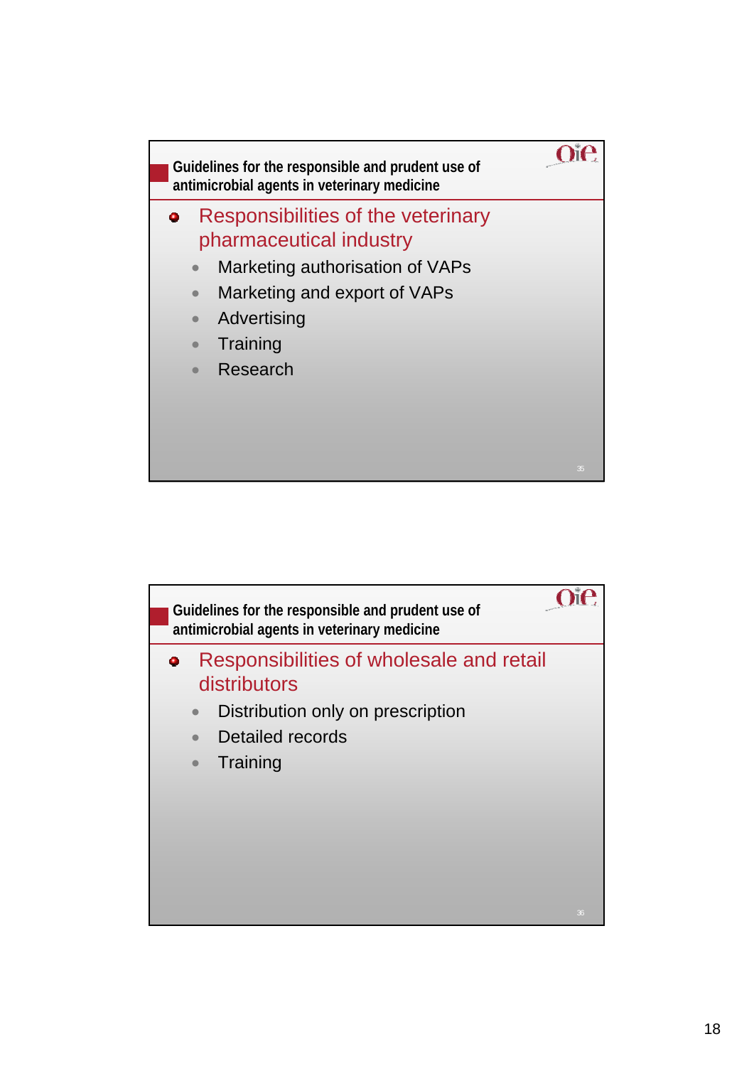## Guidelines for the responsible and prudent use of antimicrobial agents in veterinary medicine

- Responsibilities of the veterinary pharmaceutical industry
  - Marketing authorisation of VAPs
  - Marketing and export of VAPs
  - Advertising
  - Training
  - Research

## Guidelines for the responsible and prudent use of antimicrobial agents in veterinary medicine

- Responsibilities of wholesale and retail distributors
  - Distribution only on prescription
  - Detailed records
  - Training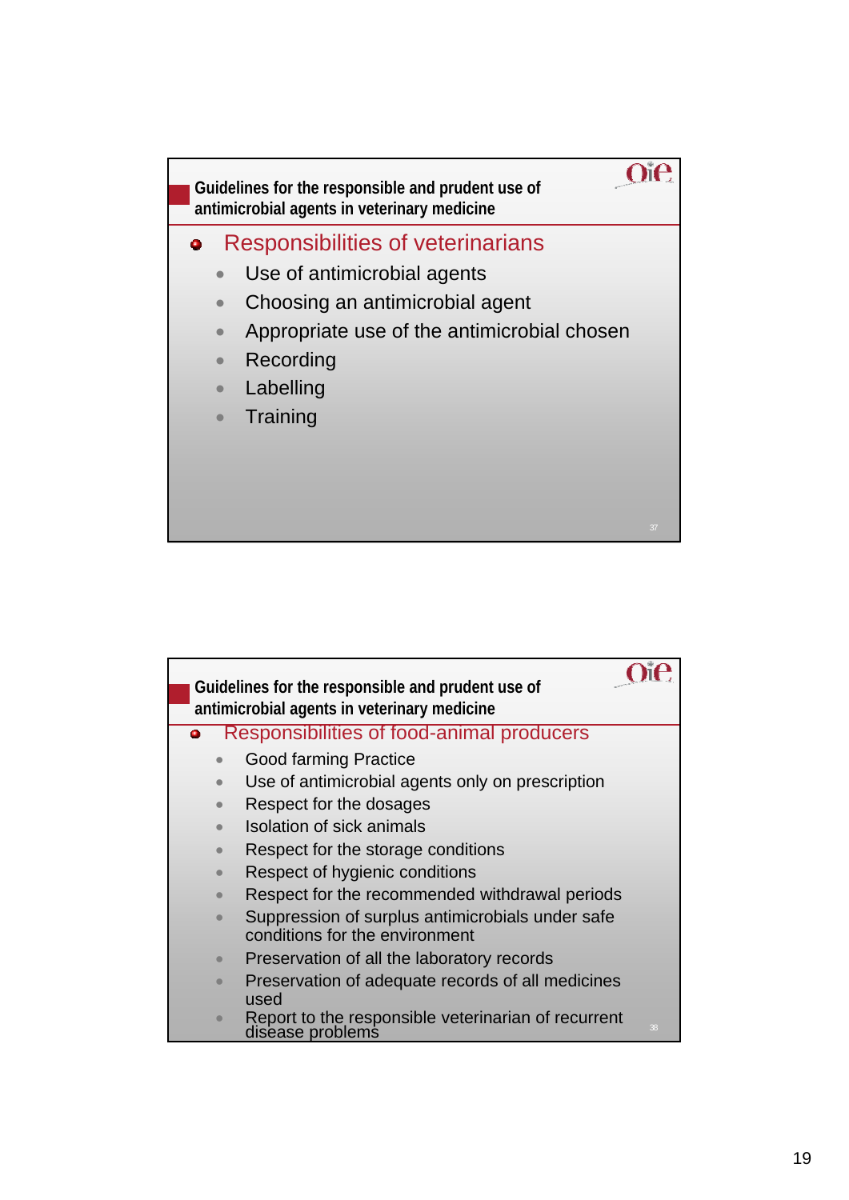## Guidelines for the responsible and prudent use of antimicrobial agents in veterinary medicine

- Responsibilities of veterinarians
  - Use of antimicrobial agents
  - Choosing an antimicrobial agent
  - Appropriate use of the antimicrobial chosen
  - Recording
  - Labelling
  - Training

## Guidelines for the responsible and prudent use of antimicrobial agents in veterinary medicine

- Responsibilities of food-animal producers
  - Good farming Practice
  - Use of antimicrobial agents only on prescription
  - Respect for the dosages
  - Isolation of sick animals
  - Respect for the storage conditions
  - Respect of hygienic conditions
  - Respect for the recommended withdrawal periods
  - Suppression of surplus antimicrobials under safe conditions for the environment
  - Preservation of all the laboratory records
  - Preservation of adequate records of all medicines used
  - Report to the responsible veterinarian of recurrent disease problems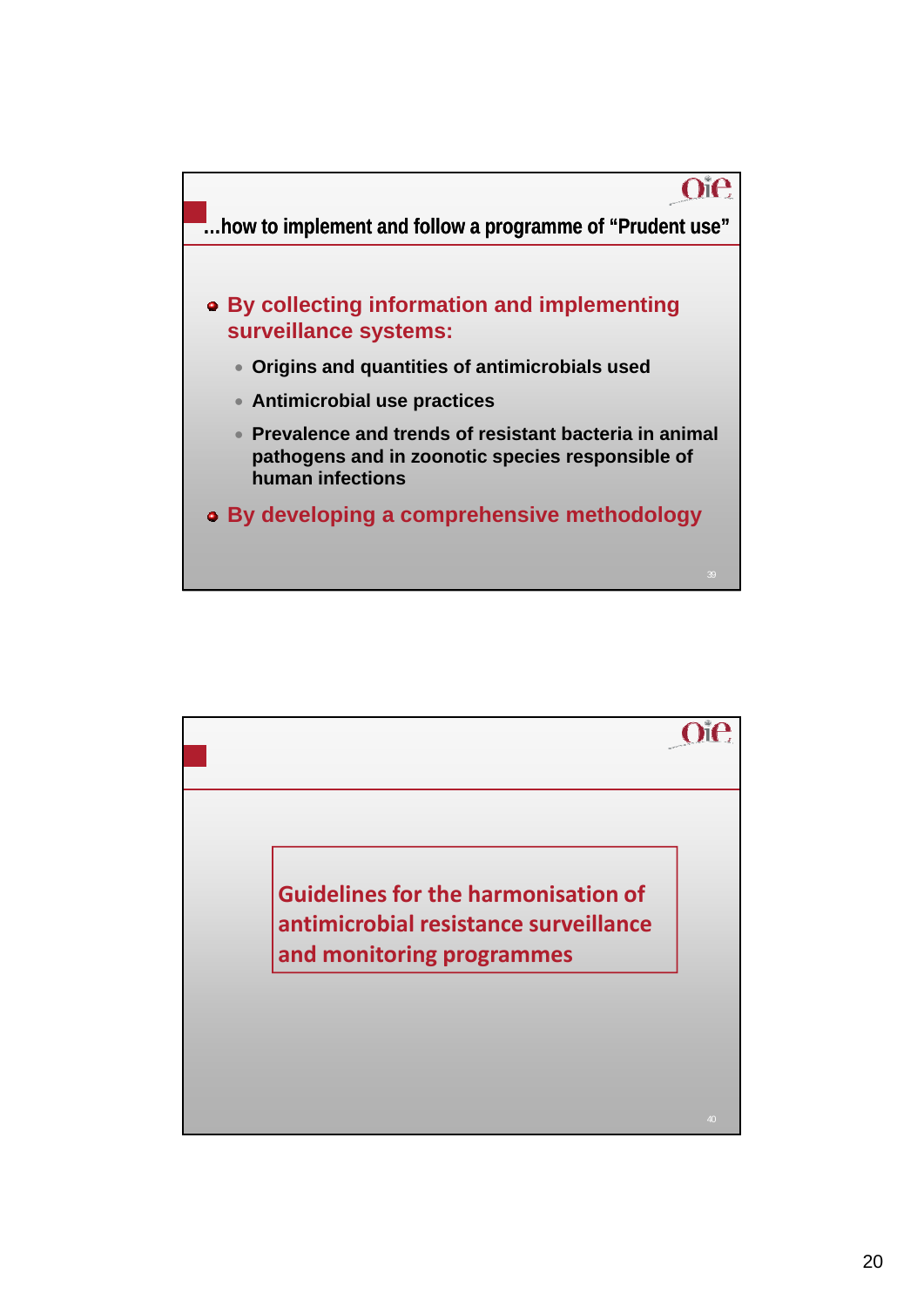## …how to implement and follow a programme of "Prudent use"

- **By collecting information and implementing surveillance systems:**
  - **Origins and quantities of antimicrobials used**
  - **Antimicrobial use practices**
  - **Prevalence and trends of resistant bacteria in animal pathogens and in zoonotic species responsible of human infections**
- **By developing a comprehensive methodology**

---

**Guidelines for the harmonisation of antimicrobial resistance surveillance and monitoring programmes**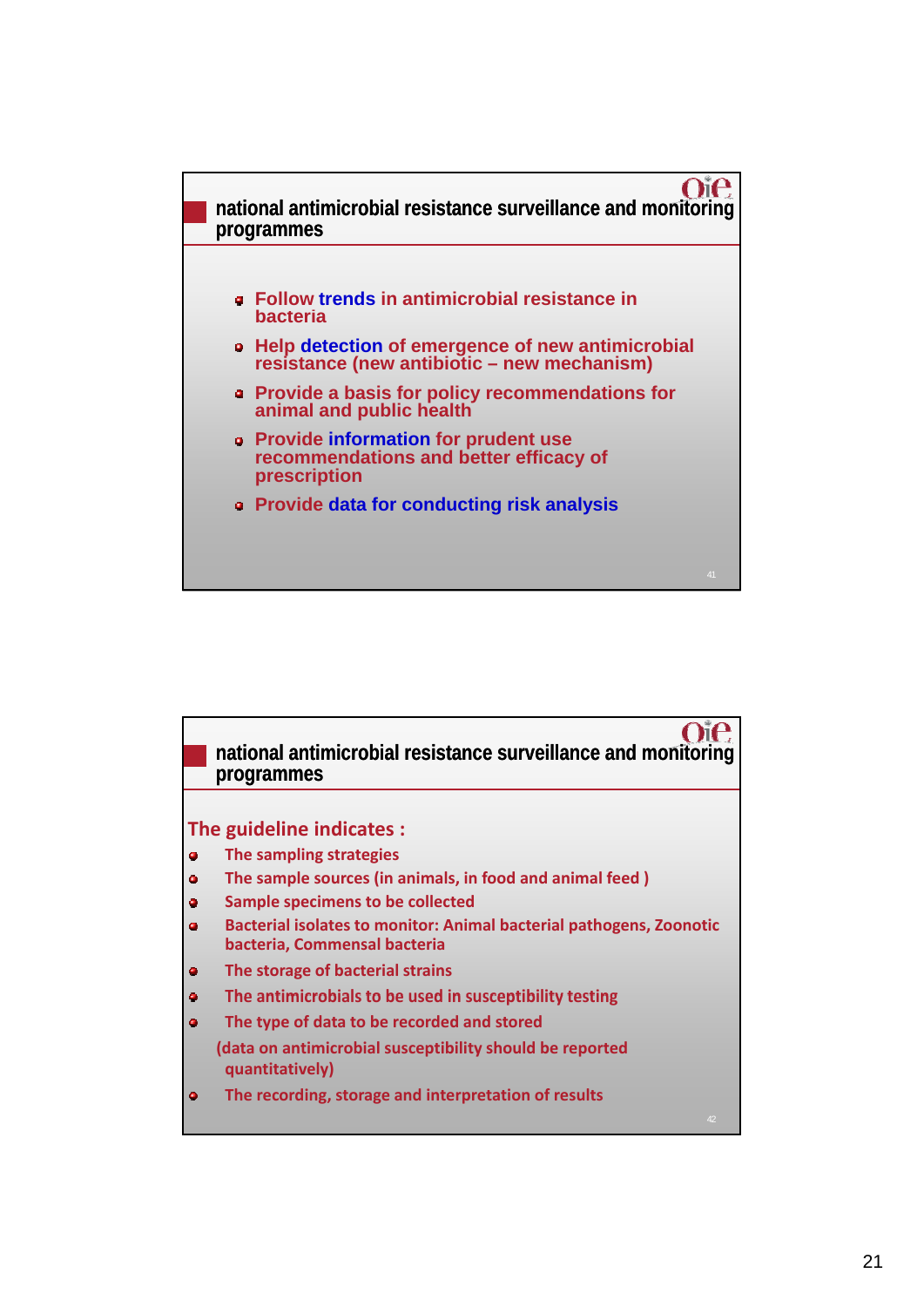## national antimicrobial resistance surveillance and monitoring programmes

- Follow trends in antimicrobial resistance in bacteria
- Help detection of emergence of new antimicrobial resistance (new antibiotic – new mechanism)
- Provide a basis for policy recommendations for animal and public health
- Provide information for prudent use recommendations and better efficacy of prescription
- Provide data for conducting risk analysis

## national antimicrobial resistance surveillance and monitoring programmes

**The guideline indicates :**

- The sampling strategies
- The sample sources (in animals, in food and animal feed )
- Sample specimens to be collected
- Bacterial isolates to monitor: Animal bacterial pathogens, Zoonotic bacteria, Commensal bacteria
- The storage of bacterial strains
- The antimicrobials to be used in susceptibility testing
- The type of data to be recorded and stored

  (data on antimicrobial susceptibility should be reported quantitatively)
- The recording, storage and interpretation of results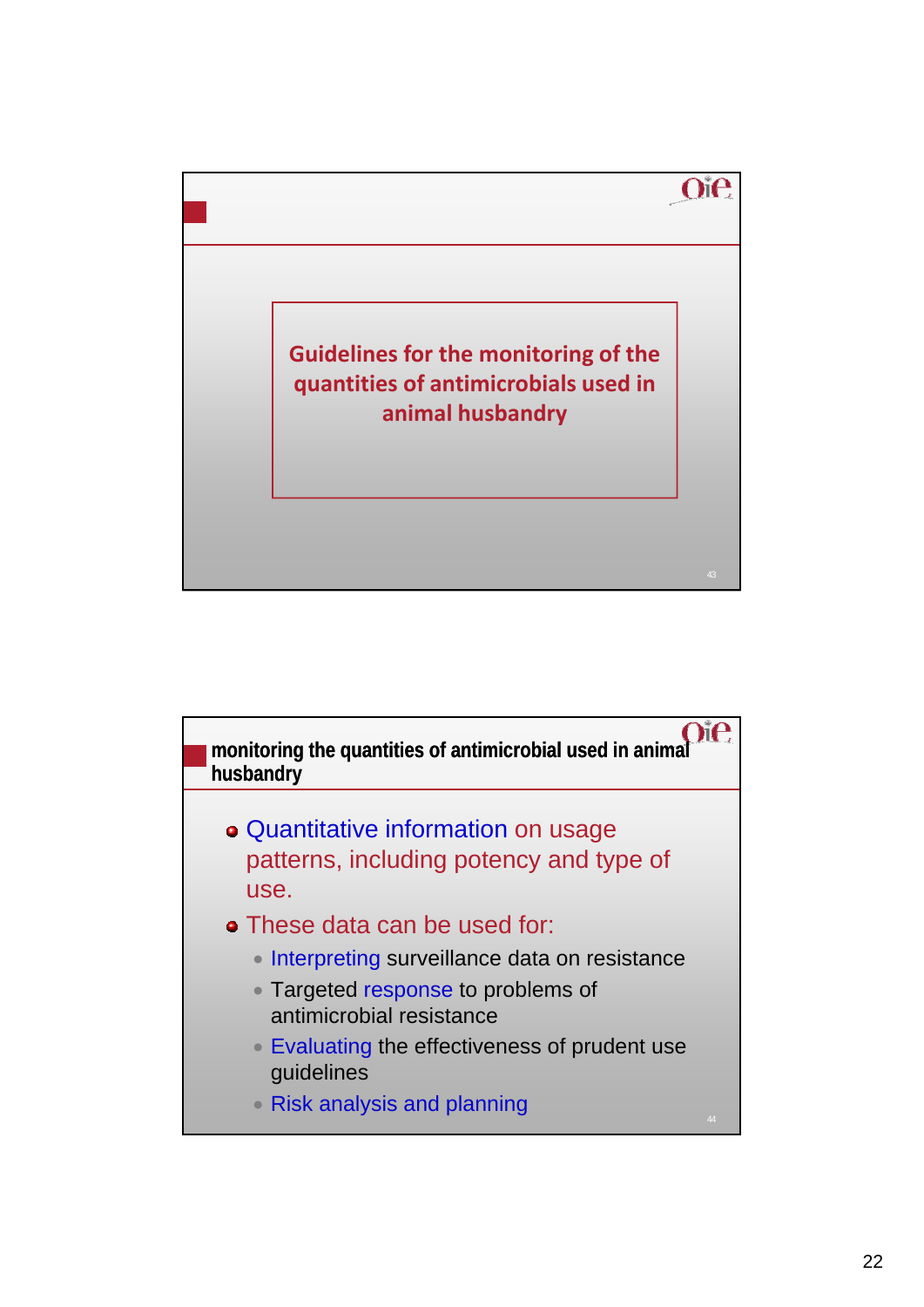## Guidelines for the monitoring of the quantities of antimicrobials used in animal husbandry

## monitoring the quantities of antimicrobial used in animal husbandry

- Quantitative information on usage patterns, including potency and type of use.
- These data can be used for:
  - Interpreting surveillance data on resistance
  - Targeted response to problems of antimicrobial resistance
  - Evaluating the effectiveness of prudent use guidelines
  - Risk analysis and planning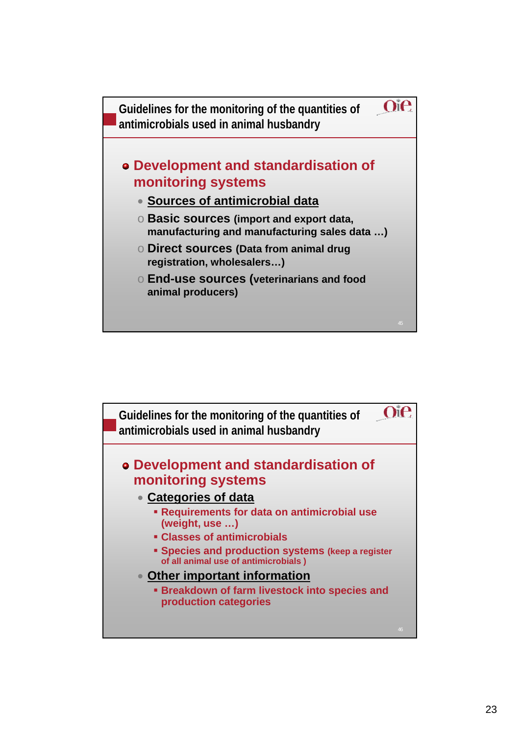## Guidelines for the monitoring of the quantities of antimicrobials used in animal husbandry

- **Development and standardisation of monitoring systems**
  - Sources of antimicrobial data
    - Basic sources (import and export data, manufacturing and manufacturing sales data …)
    - Direct sources (Data from animal drug registration, wholesalers…)
    - End-use sources (veterinarians and food animal producers)

## Guidelines for the monitoring of the quantities of antimicrobials used in animal husbandry

- **Development and standardisation of monitoring systems**
  - Categories of data
    - Requirements for data on antimicrobial use (weight, use …)
    - Classes of antimicrobials
    - Species and production systems (keep a register of all animal use of antimicrobials )
  - Other important information
    - Breakdown of farm livestock into species and production categories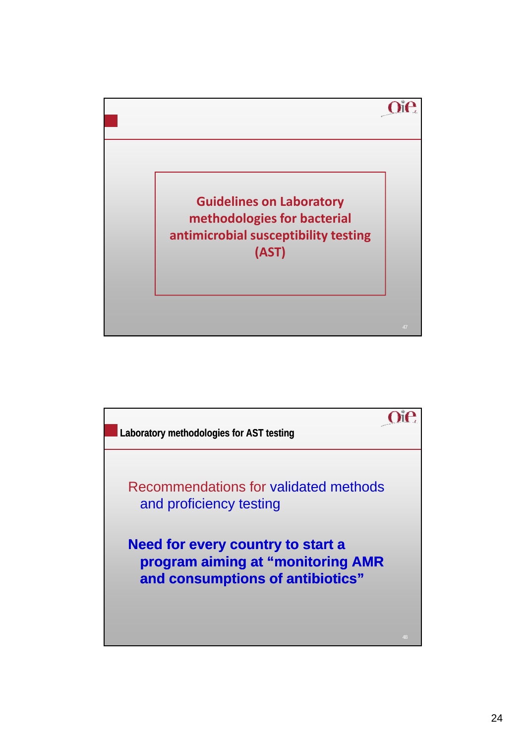## Guidelines on Laboratory methodologies for bacterial antimicrobial susceptibility testing (AST)

## Laboratory methodologies for AST testing

Recommendations for validated methods and proficiency testing

**Need for every country to start a program aiming at "monitoring AMR and consumptions of antibiotics"**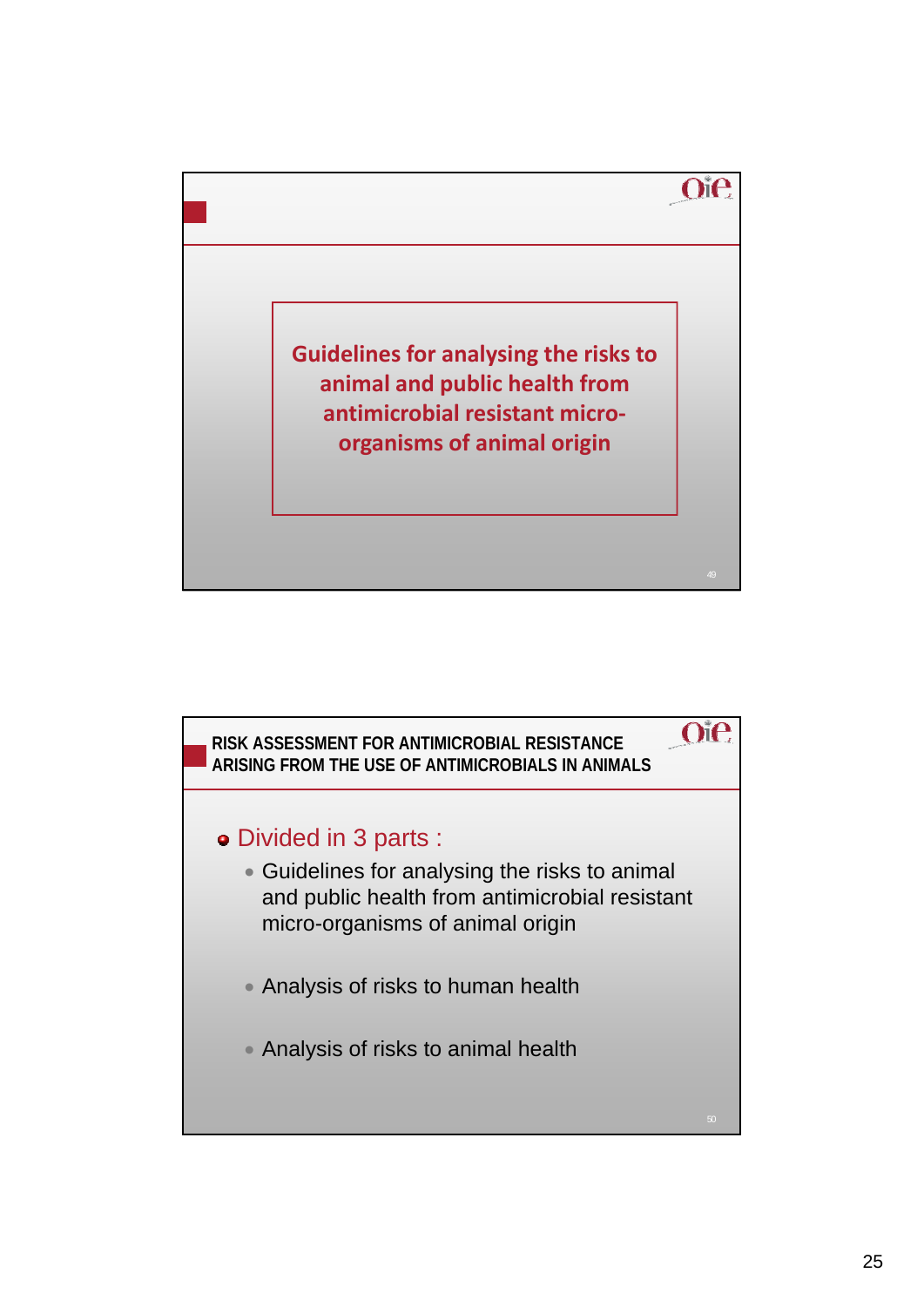## Guidelines for analysing the risks to animal and public health from antimicrobial resistant micro-organisms of animal origin

---

## RISK ASSESSMENT FOR ANTIMICROBIAL RESISTANCE ARISING FROM THE USE OF ANTIMICROBIALS IN ANIMALS

- Divided in 3 parts :
  - Guidelines for analysing the risks to animal and public health from antimicrobial resistant micro-organisms of animal origin
  - Analysis of risks to human health
  - Analysis of risks to animal health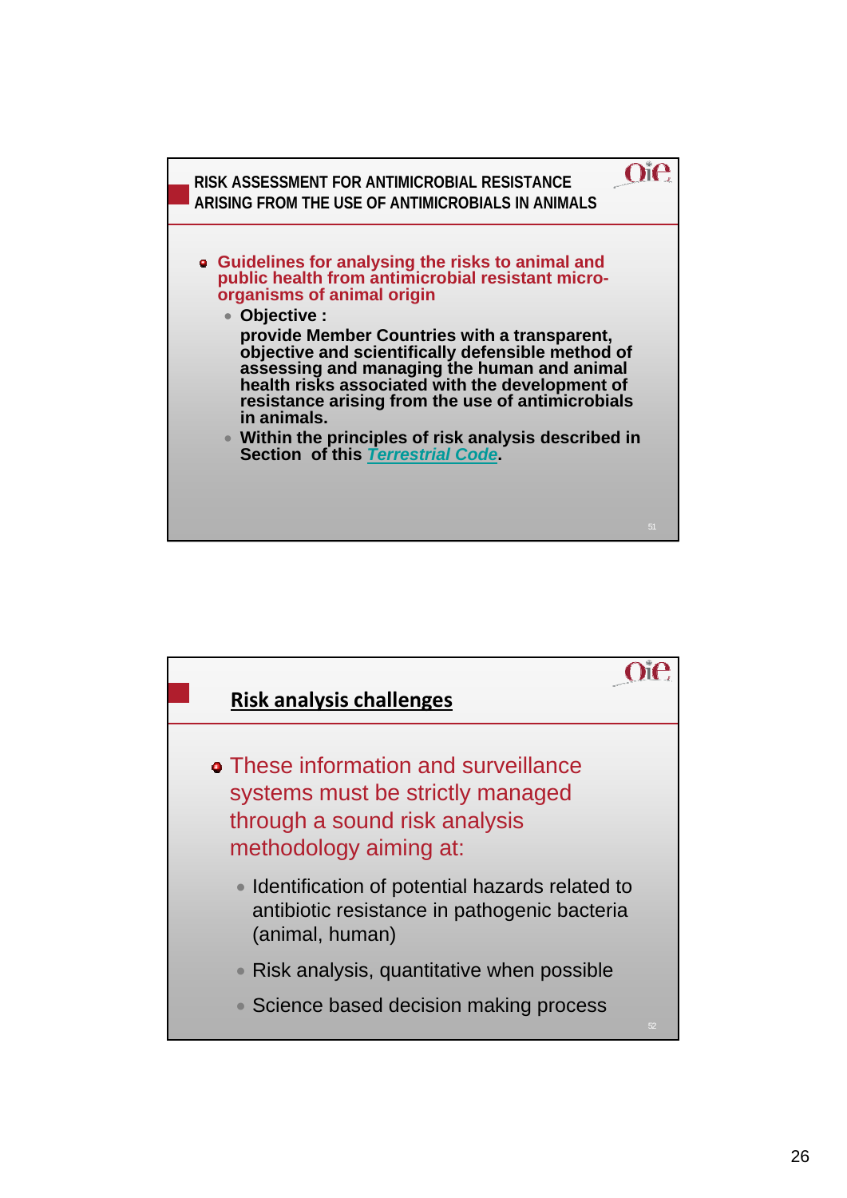## RISK ASSESSMENT FOR ANTIMICROBIAL RESISTANCE ARISING FROM THE USE OF ANTIMICROBIALS IN ANIMALS

- **Guidelines for analysing the risks to animal and public health from antimicrobial resistant micro-organisms of animal origin**
  - **Objective :**
    **provide Member Countries with a transparent, objective and scientifically defensible method of assessing and managing the human and animal health risks associated with the development of resistance arising from the use of antimicrobials in animals.**
  - **Within the principles of risk analysis described in Section of this *Terrestrial Code*.**

## Risk analysis challenges

- These information and surveillance systems must be strictly managed through a sound risk analysis methodology aiming at:
  - Identification of potential hazards related to antibiotic resistance in pathogenic bacteria (animal, human)
  - Risk analysis, quantitative when possible
  - Science based decision making process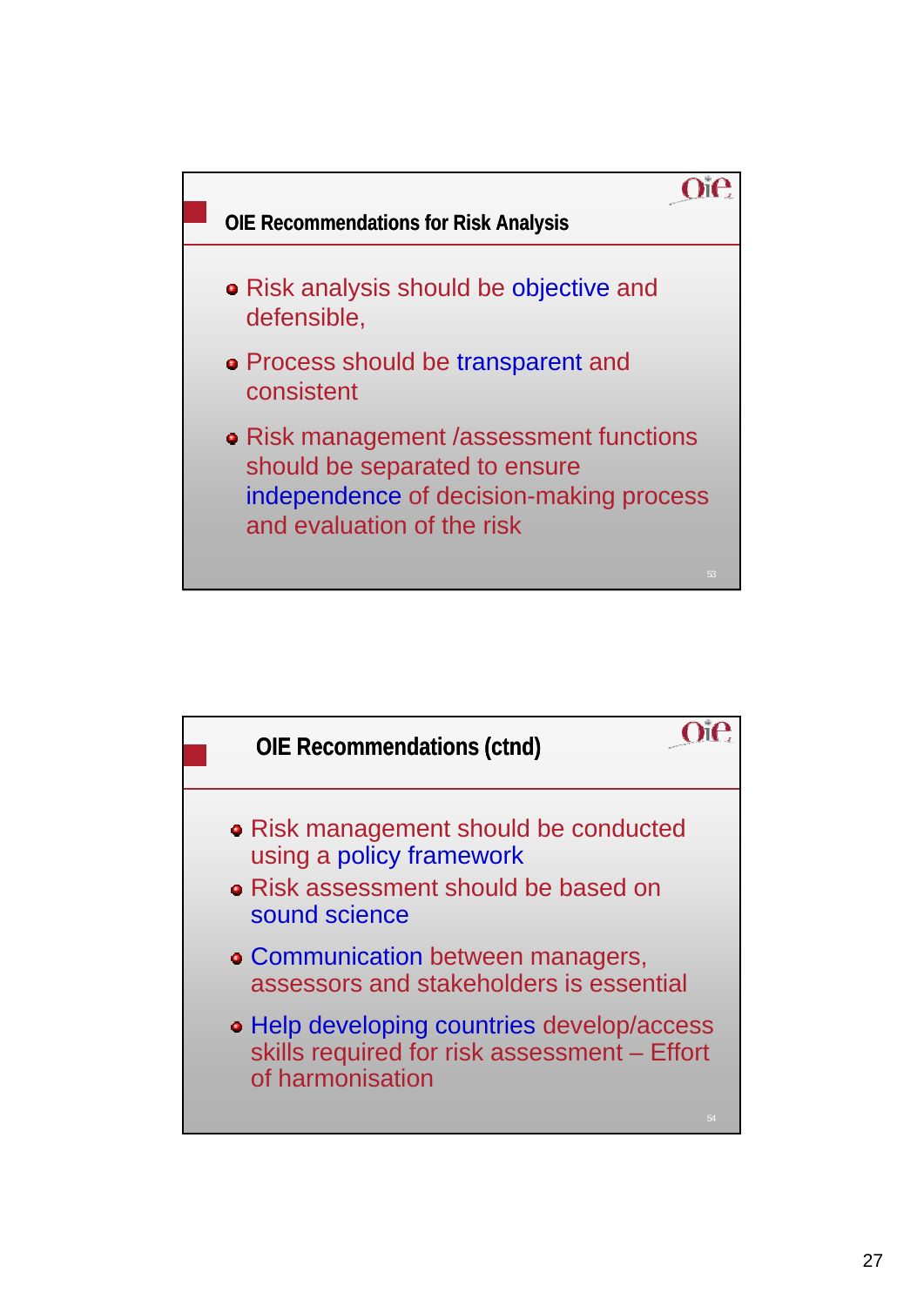## OIE Recommendations for Risk Analysis

- Risk analysis should be objective and defensible,
- Process should be transparent and consistent
- Risk management /assessment functions should be separated to ensure independence of decision-making process and evaluation of the risk

## OIE Recommendations (ctnd)

- Risk management should be conducted using a policy framework
- Risk assessment should be based on sound science
- Communication between managers, assessors and stakeholders is essential
- Help developing countries develop/access skills required for risk assessment – Effort of harmonisation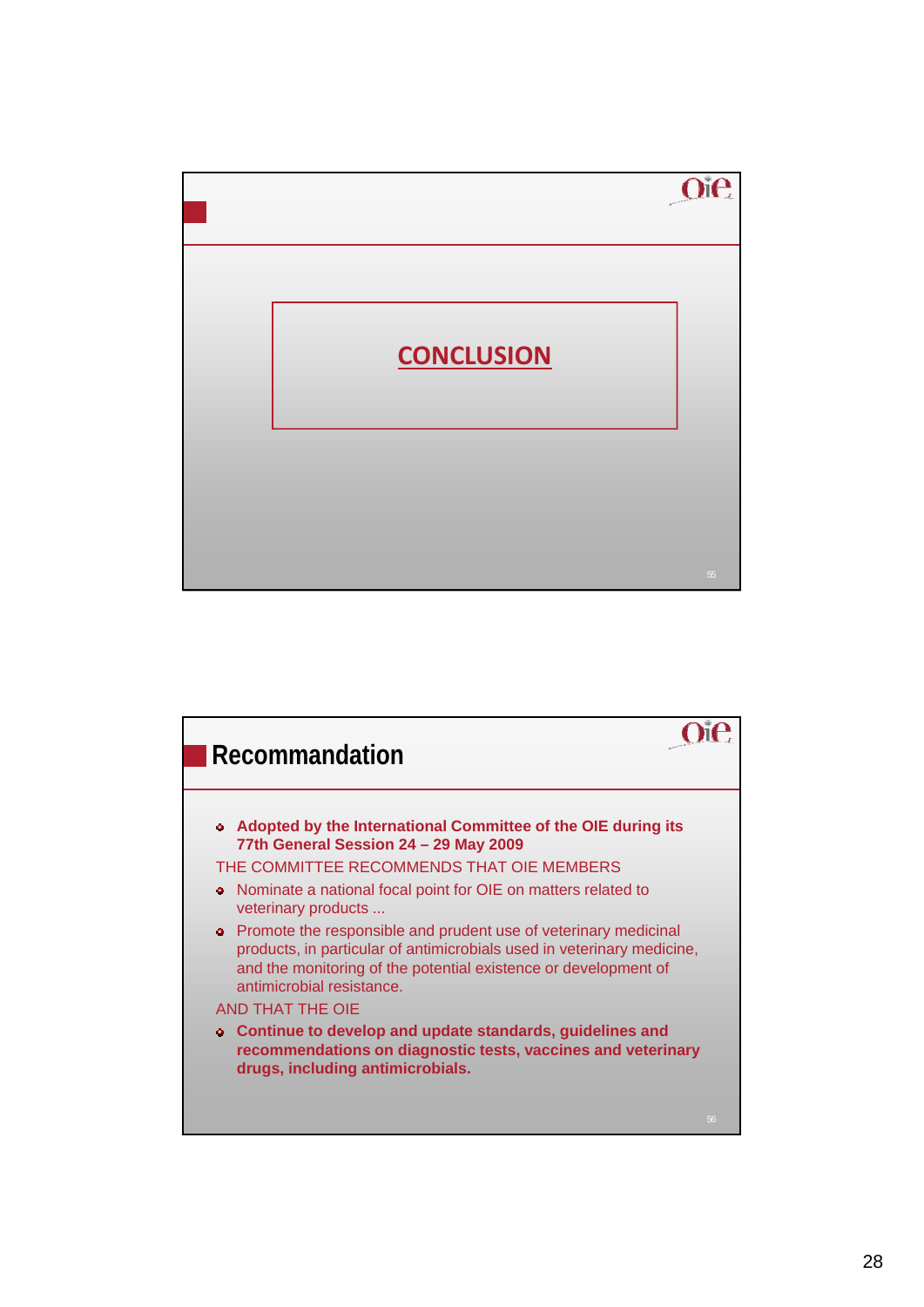## CONCLUSION

## Recommandation

- **Adopted by the International Committee of the OIE during its 77th General Session 24 – 29 May 2009**

THE COMMITTEE RECOMMENDS THAT OIE MEMBERS

- Nominate a national focal point for OIE on matters related to veterinary products ...
- Promote the responsible and prudent use of veterinary medicinal products, in particular of antimicrobials used in veterinary medicine, and the monitoring of the potential existence or development of antimicrobial resistance.

AND THAT THE OIE

- **Continue to develop and update standards, guidelines and recommendations on diagnostic tests, vaccines and veterinary drugs, including antimicrobials.**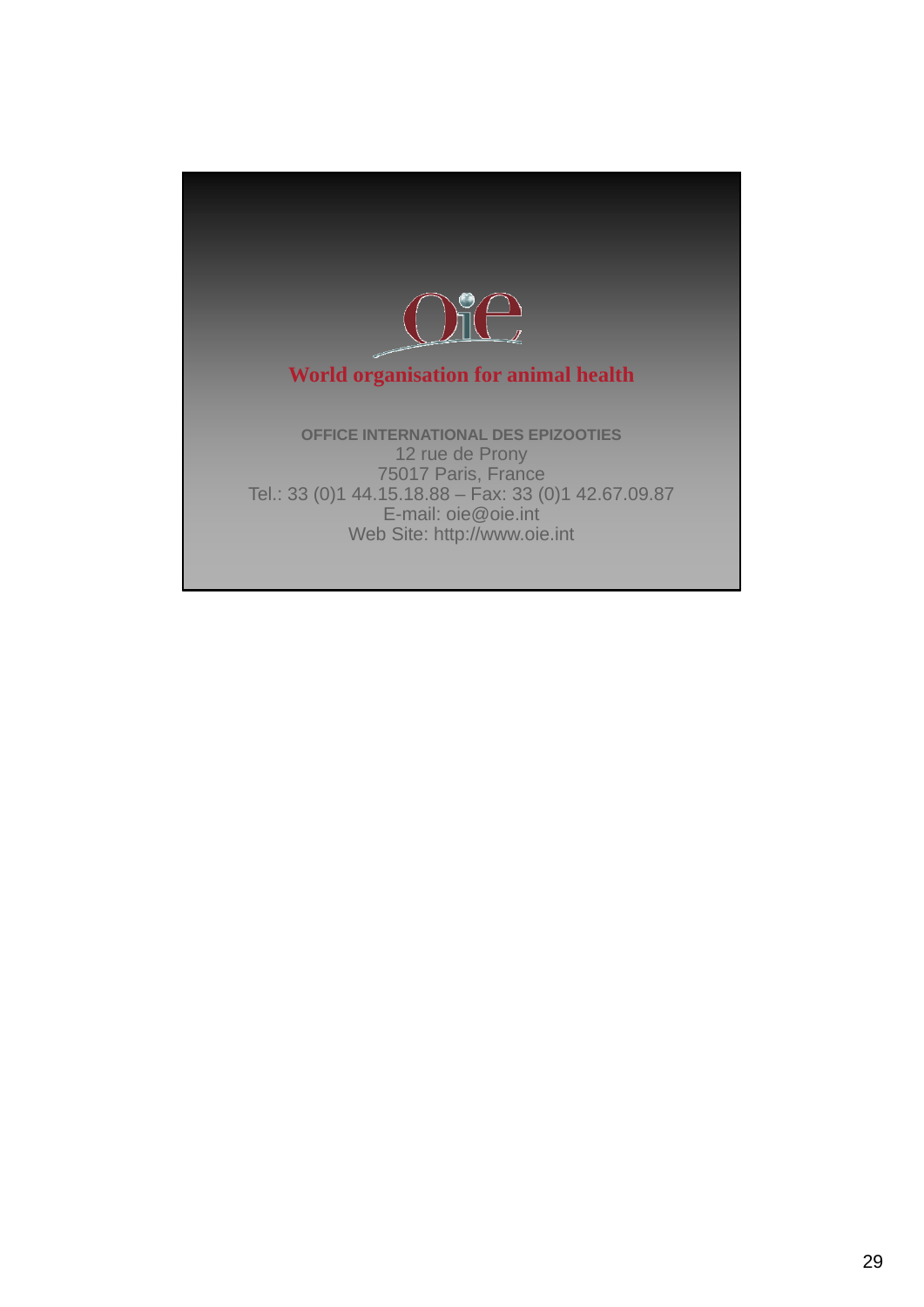World organisation for animal health

**OFFICE INTERNATIONAL DES EPIZOOTIES**
12 rue de Prony
75017 Paris, France
Tel.: 33 (0)1 44.15.18.88 – Fax: 33 (0)1 42.67.09.87
E-mail: oie@oie.int
Web Site: http://www.oie.int